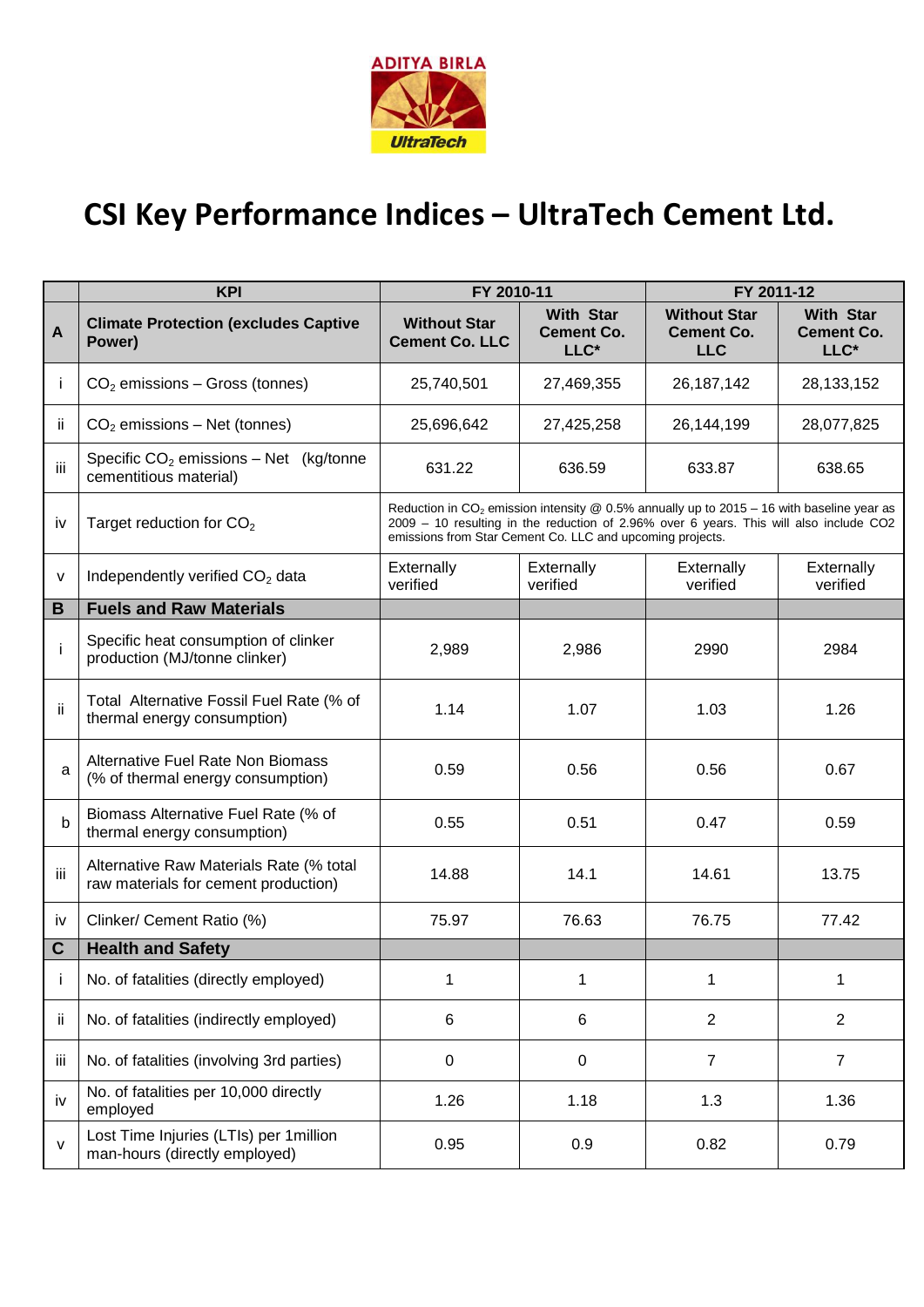# CSI Key Performance Indices – UltraTech Cement Ltd.

| | KPI | FY 2010-11 | | FY 2011-12 | |
|---|---|---|---|---|---|
| **A** | **Climate Protection (excludes Captive Power)** | **Without Star Cement Co. LLC** | **With Star Cement Co. LLC*** | **Without Star Cement Co. LLC** | **With Star Cement Co. LLC*** |
| i | $CO_2$ emissions – Gross (tonnes) | 25,740,501 | 27,469,355 | 26,187,142 | 28,133,152 |
| ii | $CO_2$ emissions – Net (tonnes) | 25,696,642 | 27,425,258 | 26,144,199 | 28,077,825 |
| iii | Specific $CO_2$ emissions – Net (kg/tonne cementitious material) | 631.22 | 636.59 | 633.87 | 638.65 |
| iv | Target reduction for $CO_2$ | Reduction in $CO_2$ emission intensity @ 0.5% annually up to 2015 – 16 with baseline year as 2009 – 10 resulting in the reduction of 2.96% over 6 years. This will also include CO2 emissions from Star Cement Co. LLC and upcoming projects. | | | |
| v | Independently verified $CO_2$ data | Externally verified | Externally verified | Externally verified | Externally verified |
| **B** | **Fuels and Raw Materials** | | | | |
| i | Specific heat consumption of clinker production (MJ/tonne clinker) | 2,989 | 2,986 | 2990 | 2984 |
| ii | Total Alternative Fossil Fuel Rate (% of thermal energy consumption) | 1.14 | 1.07 | 1.03 | 1.26 |
| a | Alternative Fuel Rate Non Biomass (% of thermal energy consumption) | 0.59 | 0.56 | 0.56 | 0.67 |
| b | Biomass Alternative Fuel Rate (% of thermal energy consumption) | 0.55 | 0.51 | 0.47 | 0.59 |
| iii | Alternative Raw Materials Rate (% total raw materials for cement production) | 14.88 | 14.1 | 14.61 | 13.75 |
| iv | Clinker/ Cement Ratio (%) | 75.97 | 76.63 | 76.75 | 77.42 |
| **C** | **Health and Safety** | | | | |
| i | No. of fatalities (directly employed) | 1 | 1 | 1 | 1 |
| ii | No. of fatalities (indirectly employed) | 6 | 6 | 2 | 2 |
| iii | No. of fatalities (involving 3rd parties) | 0 | 0 | 7 | 7 |
| iv | No. of fatalities per 10,000 directly employed | 1.26 | 1.18 | 1.3 | 1.36 |
| v | Lost Time Injuries (LTIs) per 1million man-hours (directly employed) | 0.95 | 0.9 | 0.82 | 0.79 |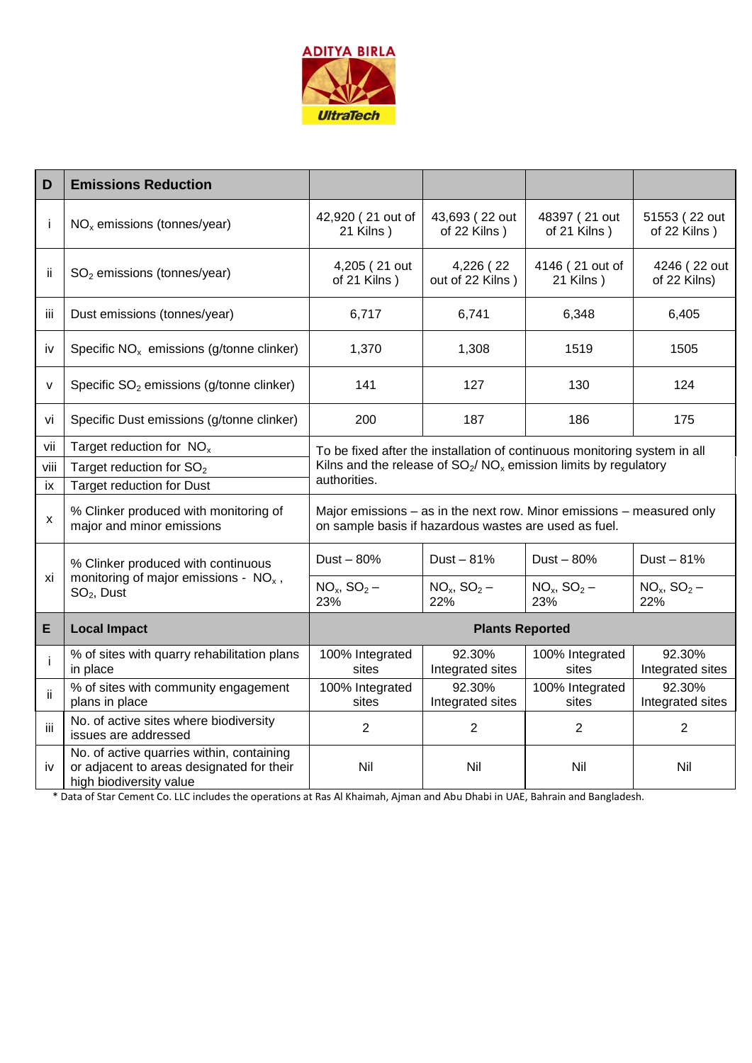| D | Emissions Reduction | | | | |
|---|---|---|---|---|---|
| i | $NO_x$ emissions (tonnes/year) | 42,920 ( 21 out of 21 Kilns ) | 43,693 ( 22 out of 22 Kilns ) | 48397 ( 21 out of 21 Kilns ) | 51553 ( 22 out of 22 Kilns ) |
| ii | $SO_2$ emissions (tonnes/year) | 4,205 ( 21 out of 21 Kilns ) | 4,226 ( 22 out of 22 Kilns ) | 4146 ( 21 out of 21 Kilns ) | 4246 ( 22 out of 22 Kilns) |
| iii | Dust emissions (tonnes/year) | 6,717 | 6,741 | 6,348 | 6,405 |
| iv | Specific $NO_x$ emissions (g/tonne clinker) | 1,370 | 1,308 | 1519 | 1505 |
| v | Specific $SO_2$ emissions (g/tonne clinker) | 141 | 127 | 130 | 124 |
| vi | Specific Dust emissions (g/tonne clinker) | 200 | 187 | 186 | 175 |
| vii | Target reduction for $NO_x$ | To be fixed after the installation of continuous monitoring system in all Kilns and the release of $SO_2$/ $NO_x$ emission limits by regulatory authorities. | | | |
| viii | Target reduction for $SO_2$ | | | | |
| ix | Target reduction for Dust | | | | |
| x | % Clinker produced with monitoring of major and minor emissions | Major emissions – as in the next row. Minor emissions – measured only on sample basis if hazardous wastes are used as fuel. | | | |
| xi | % Clinker produced with continuous monitoring of major emissions - $NO_x$ , $SO_2$, Dust | Dust – 80% | Dust – 81% | Dust – 80% | Dust – 81% |
| | | $NO_x$, $SO_2$ – 23% | $NO_x$, $SO_2$ – 22% | $NO_x$, $SO_2$ – 23% | $NO_x$, $SO_2$ – 22% |
| **E** | **Local Impact** | **Plants Reported** | | | |
| i | % of sites with quarry rehabilitation plans in place | 100% Integrated sites | 92.30% Integrated sites | 100% Integrated sites | 92.30% Integrated sites |
| ii | % of sites with community engagement plans in place | 100% Integrated sites | 92.30% Integrated sites | 100% Integrated sites | 92.30% Integrated sites |
| iii | No. of active sites where biodiversity issues are addressed | 2 | 2 | 2 | 2 |
| iv | No. of active quarries within, containing or adjacent to areas designated for their high biodiversity value | Nil | Nil | Nil | Nil |

* Data of Star Cement Co. LLC includes the operations at Ras Al Khaimah, Ajman and Abu Dhabi in UAE, Bahrain and Bangladesh.